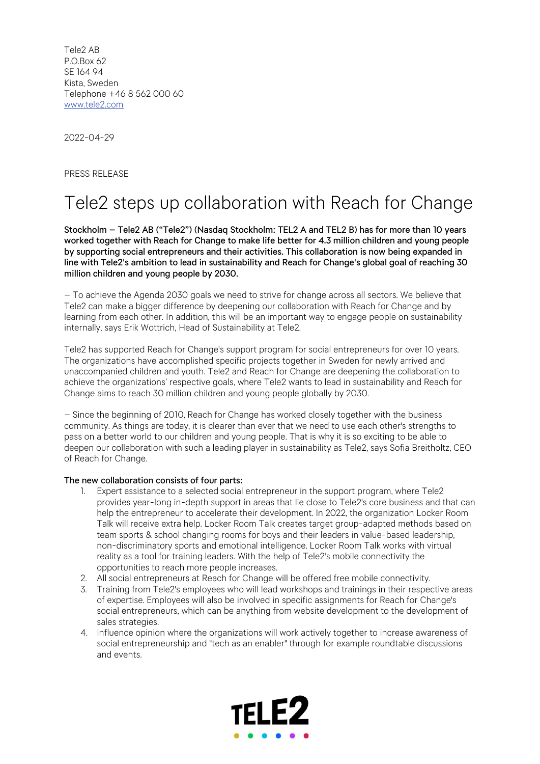Tele2 AB
P.O.Box 62
SE 164 94
Kista, Sweden
Telephone +46 8 562 000 60
www.tele2.com

2022-04-29

PRESS RELEASE

# Tele2 steps up collaboration with Reach for Change

**Stockholm – Tele2 AB ("Tele2") (Nasdaq Stockholm: TEL2 A and TEL2 B) has for more than 10 years worked together with Reach for Change to make life better for 4.3 million children and young people by supporting social entrepreneurs and their activities. This collaboration is now being expanded in line with Tele2's ambition to lead in sustainability and Reach for Change's global goal of reaching 30 million children and young people by 2030.**

– To achieve the Agenda 2030 goals we need to strive for change across all sectors. We believe that Tele2 can make a bigger difference by deepening our collaboration with Reach for Change and by learning from each other. In addition, this will be an important way to engage people on sustainability internally, says Erik Wottrich, Head of Sustainability at Tele2.

Tele2 has supported Reach for Change's support program for social entrepreneurs for over 10 years. The organizations have accomplished specific projects together in Sweden for newly arrived and unaccompanied children and youth. Tele2 and Reach for Change are deepening the collaboration to achieve the organizations' respective goals, where Tele2 wants to lead in sustainability and Reach for Change aims to reach 30 million children and young people globally by 2030.

– Since the beginning of 2010, Reach for Change has worked closely together with the business community. As things are today, it is clearer than ever that we need to use each other's strengths to pass on a better world to our children and young people. That is why it is so exciting to be able to deepen our collaboration with such a leading player in sustainability as Tele2, says Sofia Breitholtz, CEO of Reach for Change.

**The new collaboration consists of four parts:**

1. Expert assistance to a selected social entrepreneur in the support program, where Tele2 provides year-long in-depth support in areas that lie close to Tele2's core business and that can help the entrepreneur to accelerate their development. In 2022, the organization Locker Room Talk will receive extra help. Locker Room Talk creates target group-adapted methods based on team sports & school changing rooms for boys and their leaders in value-based leadership, non-discriminatory sports and emotional intelligence. Locker Room Talk works with virtual reality as a tool for training leaders. With the help of Tele2's mobile connectivity the opportunities to reach more people increases.
2. All social entrepreneurs at Reach for Change will be offered free mobile connectivity.
3. Training from Tele2's employees who will lead workshops and trainings in their respective areas of expertise. Employees will also be involved in specific assignments for Reach for Change's social entrepreneurs, which can be anything from website development to the development of sales strategies.
4. Influence opinion where the organizations will work actively together to increase awareness of social entrepreneurship and "tech as an enabler" through for example roundtable discussions and events.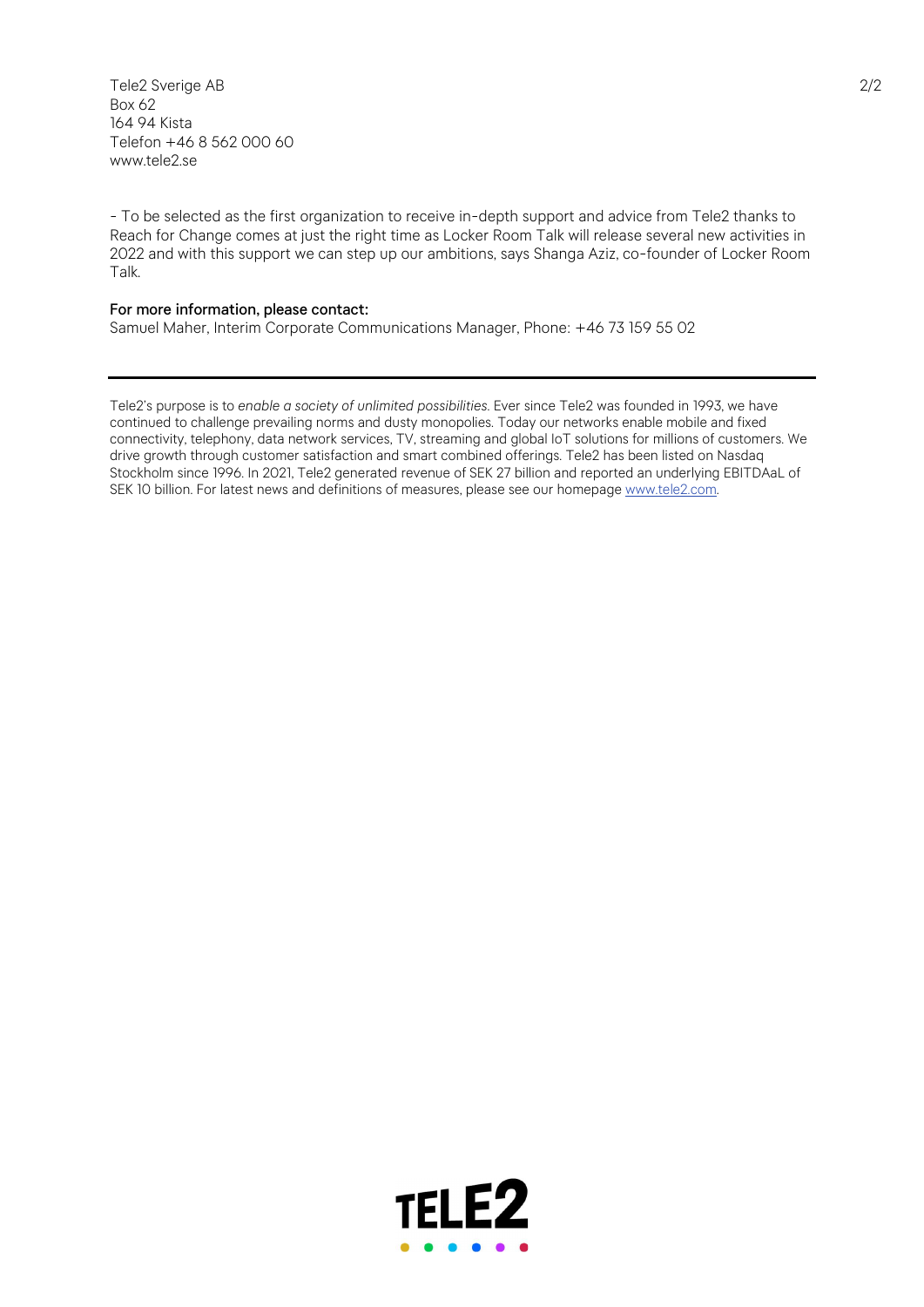Tele2 Sverige AB
Box 62
164 94 Kista
Telefon +46 8 562 000 60
www.tele2.se

- To be selected as the first organization to receive in-depth support and advice from Tele2 thanks to Reach for Change comes at just the right time as Locker Room Talk will release several new activities in 2022 and with this support we can step up our ambitions, says Shanga Aziz, co-founder of Locker Room Talk.

**For more information, please contact:**
Samuel Maher, Interim Corporate Communications Manager, Phone: +46 73 159 55 02

---

Tele2's purpose is to *enable a society of unlimited possibilities*. Ever since Tele2 was founded in 1993, we have continued to challenge prevailing norms and dusty monopolies. Today our networks enable mobile and fixed connectivity, telephony, data network services, TV, streaming and global IoT solutions for millions of customers. We drive growth through customer satisfaction and smart combined offerings. Tele2 has been listed on Nasdaq Stockholm since 1996. In 2021, Tele2 generated revenue of SEK 27 billion and reported an underlying EBITDAaL of SEK 10 billion. For latest news and definitions of measures, please see our homepage [www.tele2.com](http://www.tele2.com).

TELE2